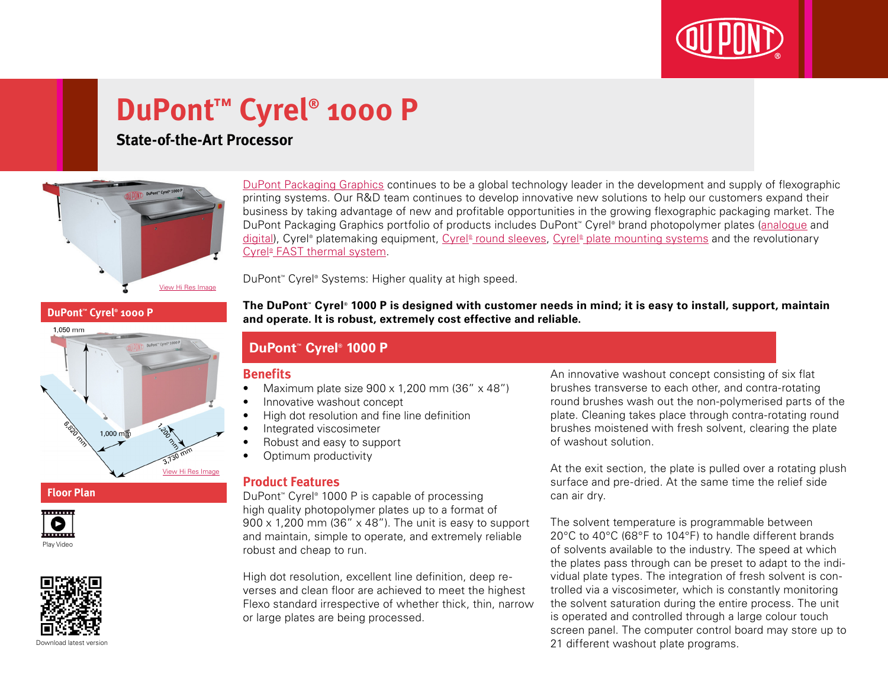# DuPont™ Cyrel® 1000 P

## State-of-the-Art Processor

View Hi Res Image

**DuPont™ Cyrel® 1000 P**

1,050 mm

6,820 mm

1,000 mm

1,200 mm

3,730 mm

View Hi Res Image

**Floor Plan**

Play Video

Download latest version

DuPont Packaging Graphics continues to be a global technology leader in the development and supply of flexographic printing systems. Our R&D team continues to develop innovative new solutions to help our customers expand their business by taking advantage of new and profitable opportunities in the growing flexographic packaging market. The DuPont Packaging Graphics portfolio of products includes DuPont™ Cyrel® brand photopolymer plates (analogue and digital), Cyrel® platemaking equipment, Cyrel® round sleeves, Cyrel® plate mounting systems and the revolutionary Cyrel® FAST thermal system.

DuPont™ Cyrel® Systems: Higher quality at high speed.

**The DuPont™ Cyrel® 1000 P is designed with customer needs in mind; it is easy to install, support, maintain and operate. It is robust, extremely cost effective and reliable.**

## DuPont™ Cyrel® 1000 P

### Benefits

- Maximum plate size 900 x 1,200 mm (36" x 48")
- Innovative washout concept
- High dot resolution and fine line definition
- Integrated viscosimeter
- Robust and easy to support
- Optimum productivity

### Product Features

DuPont™ Cyrel® 1000 P is capable of processing high quality photopolymer plates up to a format of 900 x 1,200 mm (36" x 48"). The unit is easy to support and maintain, simple to operate, and extremely reliable robust and cheap to run.

High dot resolution, excellent line definition, deep reverses and clean floor are achieved to meet the highest Flexo standard irrespective of whether thick, thin, narrow or large plates are being processed.

An innovative washout concept consisting of six flat brushes transverse to each other, and contra-rotating round brushes wash out the non-polymerised parts of the plate. Cleaning takes place through contra-rotating round brushes moistened with fresh solvent, clearing the plate of washout solution.

At the exit section, the plate is pulled over a rotating plush surface and pre-dried. At the same time the relief side can air dry.

The solvent temperature is programmable between 20°C to 40°C (68°F to 104°F) to handle different brands of solvents available to the industry. The speed at which the plates pass through can be preset to adapt to the individual plate types. The integration of fresh solvent is controlled via a viscosimeter, which is constantly monitoring the solvent saturation during the entire process. The unit is operated and controlled through a large colour touch screen panel. The computer control board may store up to 21 different washout plate programs.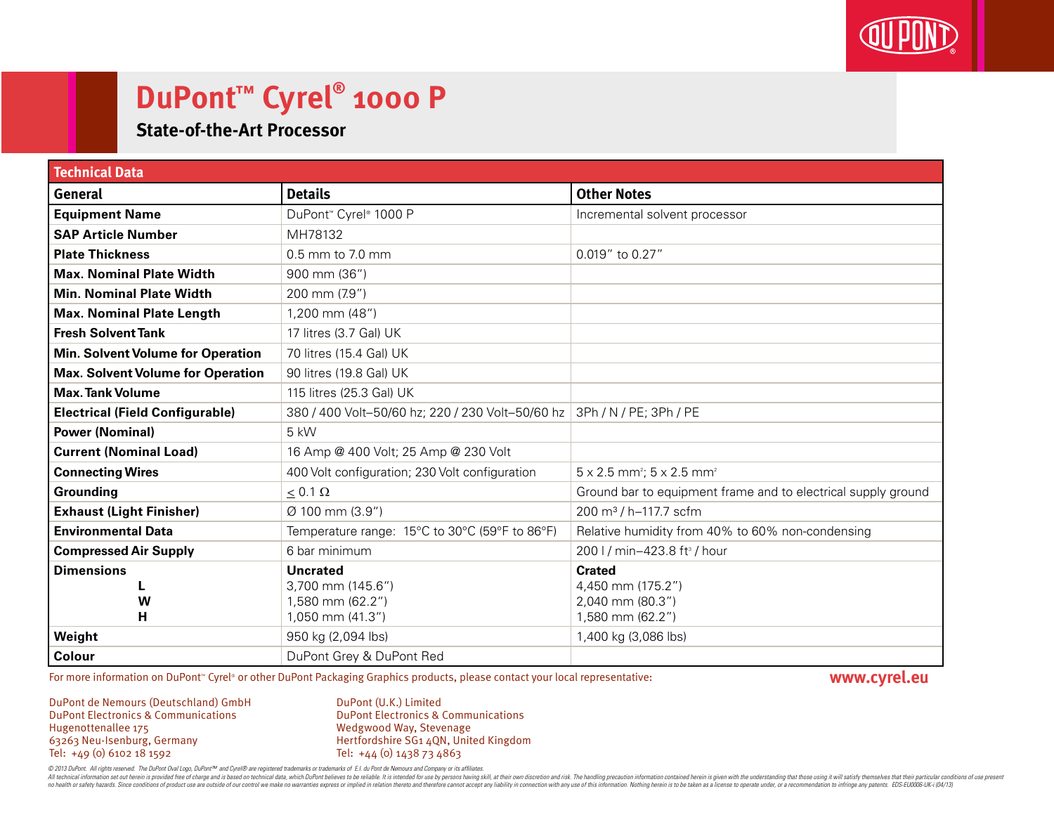# DuPont™ Cyrel® 1000 P

## State-of-the-Art Processor

| Technical Data | | |
|---|---|---|
| **General** | **Details** | **Other Notes** |
| **Equipment Name** | DuPont™ Cyrel® 1000 P | Incremental solvent processor |
| **SAP Article Number** | MH78132 | |
| **Plate Thickness** | 0.5 mm to 7.0 mm | 0.019" to 0.27" |
| **Max. Nominal Plate Width** | 900 mm (36") | |
| **Min. Nominal Plate Width** | 200 mm (7.9") | |
| **Max. Nominal Plate Length** | 1,200 mm (48") | |
| **Fresh Solvent Tank** | 17 litres (3.7 Gal) UK | |
| **Min. Solvent Volume for Operation** | 70 litres (15.4 Gal) UK | |
| **Max. Solvent Volume for Operation** | 90 litres (19.8 Gal) UK | |
| **Max. Tank Volume** | 115 litres (25.3 Gal) UK | |
| **Electrical (Field Configurable)** | 380 / 400 Volt–50/60 hz; 220 / 230 Volt–50/60 hz | 3Ph / N / PE; 3Ph / PE |
| **Power (Nominal)** | 5 kW | |
| **Current (Nominal Load)** | 16 Amp @ 400 Volt; 25 Amp @ 230 Volt | |
| **Connecting Wires** | 400 Volt configuration; 230 Volt configuration | 5 x 2.5 mm²; 5 x 2.5 mm² |
| **Grounding** | $\leq$ 0.1 Ω | Ground bar to equipment frame and to electrical supply ground |
| **Exhaust (Light Finisher)** | Ø 100 mm (3.9") | 200 m³ / h–117.7 scfm |
| **Environmental Data** | Temperature range: 15°C to 30°C (59°F to 86°F) | Relative humidity from 40% to 60% non-condensing |
| **Compressed Air Supply** | 6 bar minimum | 200 l / min–423.8 ft³ / hour |
| **Dimensions** | **Uncrated** | **Crated** |
| **L** | 3,700 mm (145.6") | 4,450 mm (175.2") |
| **W** | 1,580 mm (62.2") | 2,040 mm (80.3") |
| **H** | 1,050 mm (41.3") | 1,580 mm (62.2") |
| **Weight** | 950 kg (2,094 lbs) | 1,400 kg (3,086 lbs) |
| **Colour** | DuPont Grey & DuPont Red | |

For more information on DuPont™ Cyrel® or other DuPont Packaging Graphics products, please contact your local representative:

**www.cyrel.eu**

DuPont de Nemours (Deutschland) GmbH
DuPont Electronics & Communications
Hugenottenallee 175
63263 Neu-Isenburg, Germany
Tel: +49 (0) 6102 18 1592

DuPont (U.K.) Limited
DuPont Electronics & Communications
Wedgwood Way, Stevenage
Hertfordshire SG1 4QN, United Kingdom
Tel: +44 (0) 1438 73 4863

© 2013 DuPont. All rights reserved. The DuPont Oval Logo, DuPont™ and Cyrel® are registered trademarks or trademarks of E.I. du Pont de Nemours and Company or its affiliates.
All technical information set out herein is provided free of charge and is based on technical data, which DuPont believes to be reliable. It is intended for use by persons having skill, at their own discretion and risk. The handling precaution information contained herein is given with the understanding that those using it will satisfy themselves that their particular conditions of use present no health or safety hazards. Since conditions of product use are outside of our control we make no warranties express or implied in relation thereto and therefore cannot accept any liability in connection with any use of this information. Nothing herein is to be taken as a license to operate under, or a recommendation to infringe any patents. EDS-EU0006-UK-i (04/13)